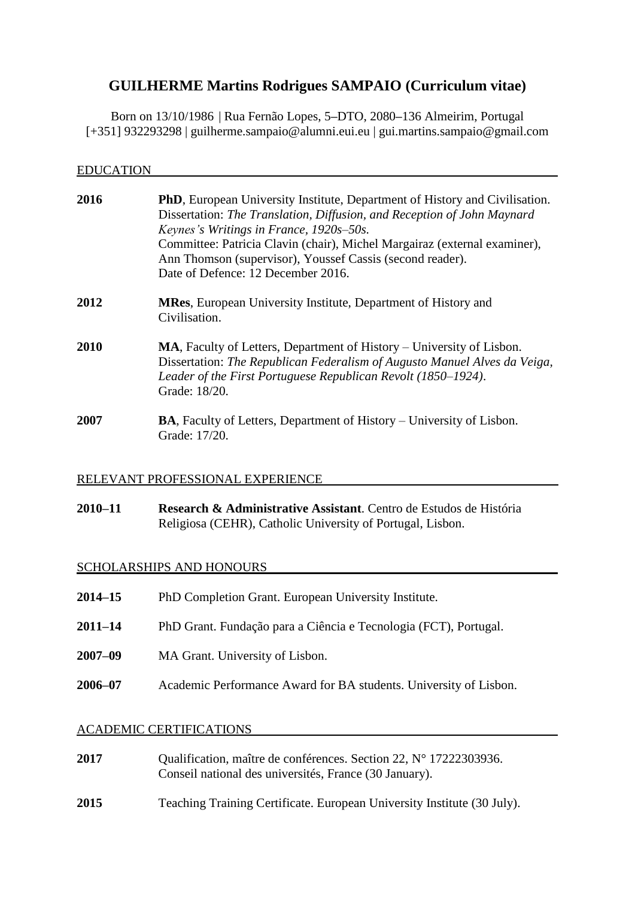# GUILHERME Martins Rodrigues SAMPAIO (Curriculum vitae)

Born on 13/10/1986 | Rua Fernão Lopes, 5–DTO, 2080–136 Almeirim, Portugal
[+351] 932293298 | guilherme.sampaio@alumni.eui.eu | gui.martins.sampaio@gmail.com

## EDUCATION

**2016** — **PhD**, European University Institute, Department of History and Civilisation.
Dissertation: *The Translation, Diffusion, and Reception of John Maynard Keynes's Writings in France, 1920s–50s.*
Committee: Patricia Clavin (chair), Michel Margairaz (external examiner), Ann Thomson (supervisor), Youssef Cassis (second reader).
Date of Defence: 12 December 2016.

**2012** — **MRes**, European University Institute, Department of History and Civilisation.

**2010** — **MA**, Faculty of Letters, Department of History – University of Lisbon.
Dissertation: *The Republican Federalism of Augusto Manuel Alves da Veiga, Leader of the First Portuguese Republican Revolt (1850–1924)*.
Grade: 18/20.

**2007** — **BA**, Faculty of Letters, Department of History – University of Lisbon.
Grade: 17/20.

## RELEVANT PROFESSIONAL EXPERIENCE

**2010–11** — **Research & Administrative Assistant**. Centro de Estudos de História Religiosa (CEHR), Catholic University of Portugal, Lisbon.

## SCHOLARSHIPS AND HONOURS

**2014–15** — PhD Completion Grant. European University Institute.

**2011–14** — PhD Grant. Fundação para a Ciência e Tecnologia (FCT), Portugal.

**2007–09** — MA Grant. University of Lisbon.

**2006–07** — Academic Performance Award for BA students. University of Lisbon.

## ACADEMIC CERTIFICATIONS

**2017** — Qualification, maître de conférences. Section 22, N° 17222303936.
Conseil national des universités, France (30 January).

**2015** — Teaching Training Certificate. European University Institute (30 July).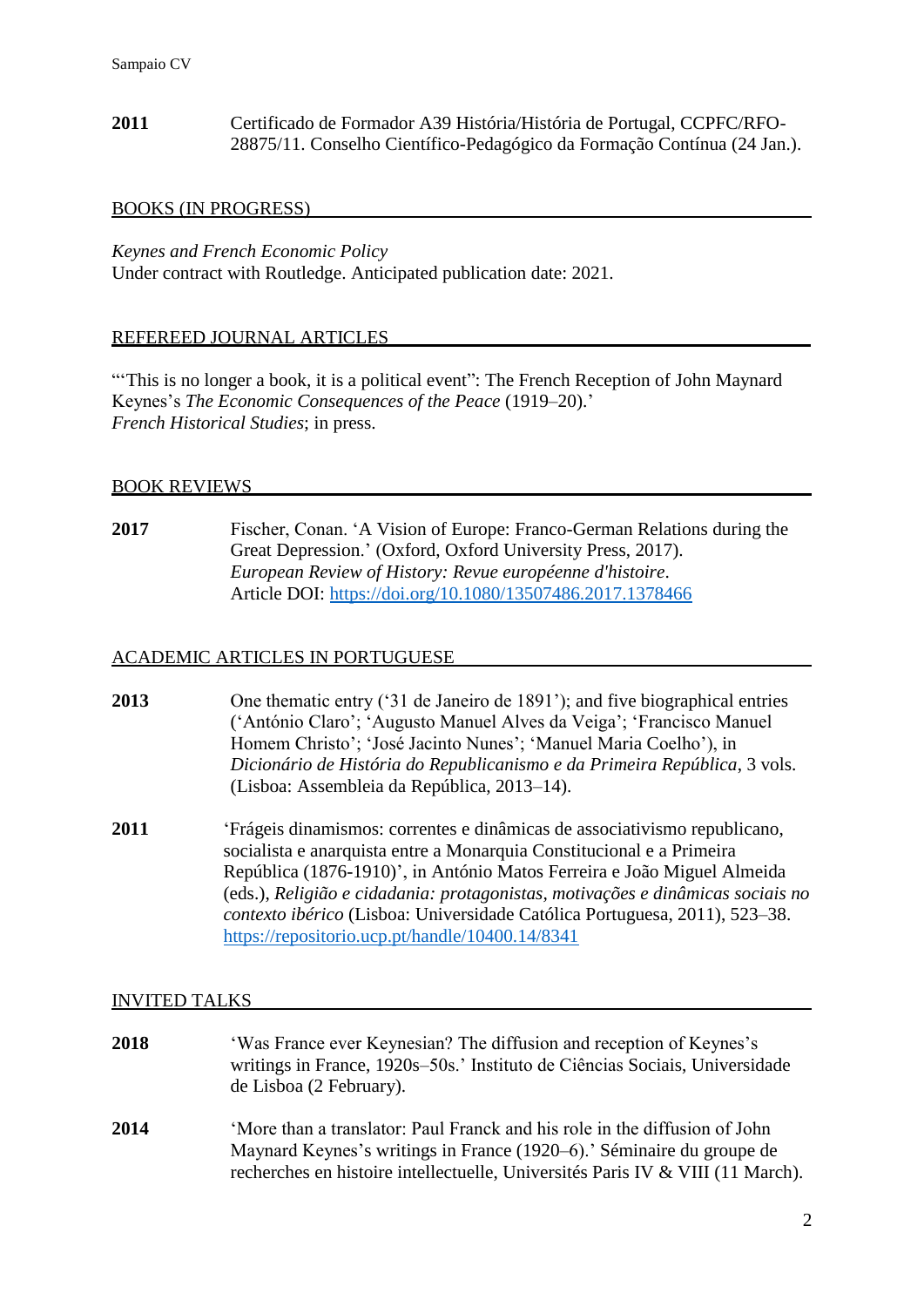**2011** Certificado de Formador A39 História/História de Portugal, CCPFC/RFO-28875/11. Conselho Científico-Pedagógico da Formação Contínua (24 Jan.).

## BOOKS (IN PROGRESS)

*Keynes and French Economic Policy*
Under contract with Routledge. Anticipated publication date: 2021.

## REFEREED JOURNAL ARTICLES

'"This is no longer a book, it is a political event": The French Reception of John Maynard Keynes's *The Economic Consequences of the Peace* (1919–20).'
*French Historical Studies*; in press.

## BOOK REVIEWS

**2017** Fischer, Conan. 'A Vision of Europe: Franco-German Relations during the Great Depression.' (Oxford, Oxford University Press, 2017). *European Review of History: Revue européenne d'histoire*. Article DOI: https://doi.org/10.1080/13507486.2017.1378466

## ACADEMIC ARTICLES IN PORTUGUESE

**2013** One thematic entry ('31 de Janeiro de 1891'); and five biographical entries ('António Claro'; 'Augusto Manuel Alves da Veiga'; 'Francisco Manuel Homem Christo'; 'José Jacinto Nunes'; 'Manuel Maria Coelho'), in *Dicionário de História do Republicanismo e da Primeira República*, 3 vols. (Lisboa: Assembleia da República, 2013–14).

**2011** 'Frágeis dinamismos: correntes e dinâmicas de associativismo republicano, socialista e anarquista entre a Monarquia Constitucional e a Primeira República (1876-1910)', in António Matos Ferreira e João Miguel Almeida (eds.), *Religião e cidadania: protagonistas, motivações e dinâmicas sociais no contexto ibérico* (Lisboa: Universidade Católica Portuguesa, 2011), 523–38. https://repositorio.ucp.pt/handle/10400.14/8341

## INVITED TALKS

**2018** 'Was France ever Keynesian? The diffusion and reception of Keynes's writings in France, 1920s–50s.' Instituto de Ciências Sociais, Universidade de Lisboa (2 February).

**2014** 'More than a translator: Paul Franck and his role in the diffusion of John Maynard Keynes's writings in France (1920–6).' Séminaire du groupe de recherches en histoire intellectuelle, Universités Paris IV & VIII (11 March).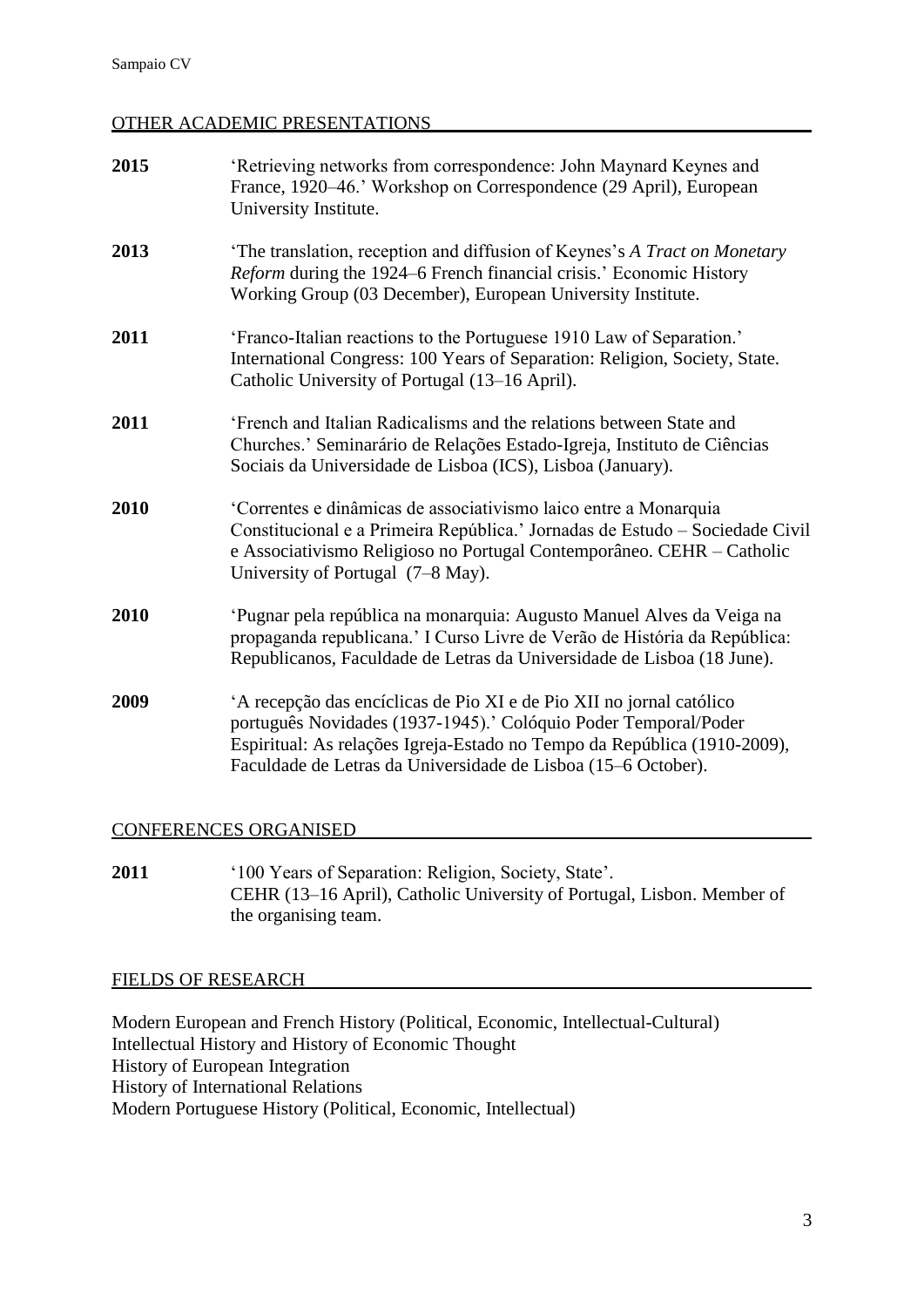## OTHER ACADEMIC PRESENTATIONS

**2015** 'Retrieving networks from correspondence: John Maynard Keynes and France, 1920–46.' Workshop on Correspondence (29 April), European University Institute.

**2013** 'The translation, reception and diffusion of Keynes's *A Tract on Monetary Reform* during the 1924–6 French financial crisis.' Economic History Working Group (03 December), European University Institute.

**2011** 'Franco-Italian reactions to the Portuguese 1910 Law of Separation.' International Congress: 100 Years of Separation: Religion, Society, State. Catholic University of Portugal (13–16 April).

**2011** 'French and Italian Radicalisms and the relations between State and Churches.' Seminarário de Relações Estado-Igreja, Instituto de Ciências Sociais da Universidade de Lisboa (ICS), Lisboa (January).

**2010** 'Correntes e dinâmicas de associativismo laico entre a Monarquia Constitucional e a Primeira República.' Jornadas de Estudo – Sociedade Civil e Associativismo Religioso no Portugal Contemporâneo. CEHR – Catholic University of Portugal (7–8 May).

**2010** 'Pugnar pela república na monarquia: Augusto Manuel Alves da Veiga na propaganda republicana.' I Curso Livre de Verão de História da República: Republicanos, Faculdade de Letras da Universidade de Lisboa (18 June).

**2009** 'A recepção das encíclicas de Pio XI e de Pio XII no jornal católico português Novidades (1937-1945).' Colóquio Poder Temporal/Poder Espiritual: As relações Igreja-Estado no Tempo da República (1910-2009), Faculdade de Letras da Universidade de Lisboa (15–6 October).

## CONFERENCES ORGANISED

**2011** '100 Years of Separation: Religion, Society, State'. CEHR (13–16 April), Catholic University of Portugal, Lisbon. Member of the organising team.

## FIELDS OF RESEARCH

Modern European and French History (Political, Economic, Intellectual-Cultural)
Intellectual History and History of Economic Thought
History of European Integration
History of International Relations
Modern Portuguese History (Political, Economic, Intellectual)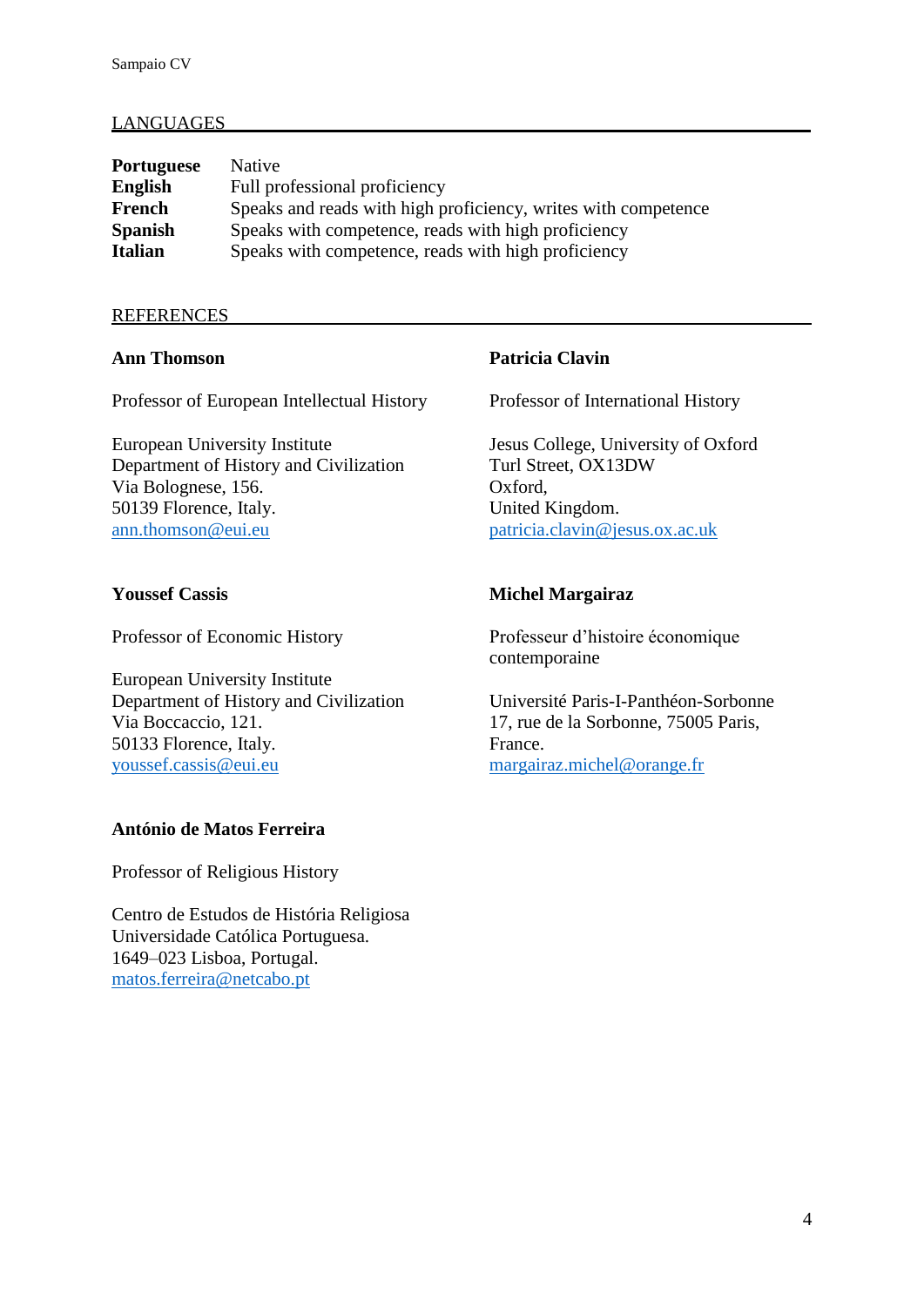## LANGUAGES

| | |
|---|---|
| **Portuguese** | Native |
| **English** | Full professional proficiency |
| **French** | Speaks and reads with high proficiency, writes with competence |
| **Spanish** | Speaks with competence, reads with high proficiency |
| **Italian** | Speaks with competence, reads with high proficiency |

## REFERENCES

**Ann Thomson**

Professor of European Intellectual History

European University Institute
Department of History and Civilization
Via Bolognese, 156.
50139 Florence, Italy.
ann.thomson@eui.eu

**Patricia Clavin**

Professor of International History

Jesus College, University of Oxford
Turl Street, OX13DW
Oxford,
United Kingdom.
patricia.clavin@jesus.ox.ac.uk

**Youssef Cassis**

Professor of Economic History

European University Institute
Department of History and Civilization
Via Boccaccio, 121.
50133 Florence, Italy.
youssef.cassis@eui.eu

**Michel Margairaz**

Professeur d'histoire économique contemporaine

Université Paris-I-Panthéon-Sorbonne
17, rue de la Sorbonne, 75005 Paris,
France.
margairaz.michel@orange.fr

**António de Matos Ferreira**

Professor of Religious History

Centro de Estudos de História Religiosa
Universidade Católica Portuguesa.
1649–023 Lisboa, Portugal.
matos.ferreira@netcabo.pt